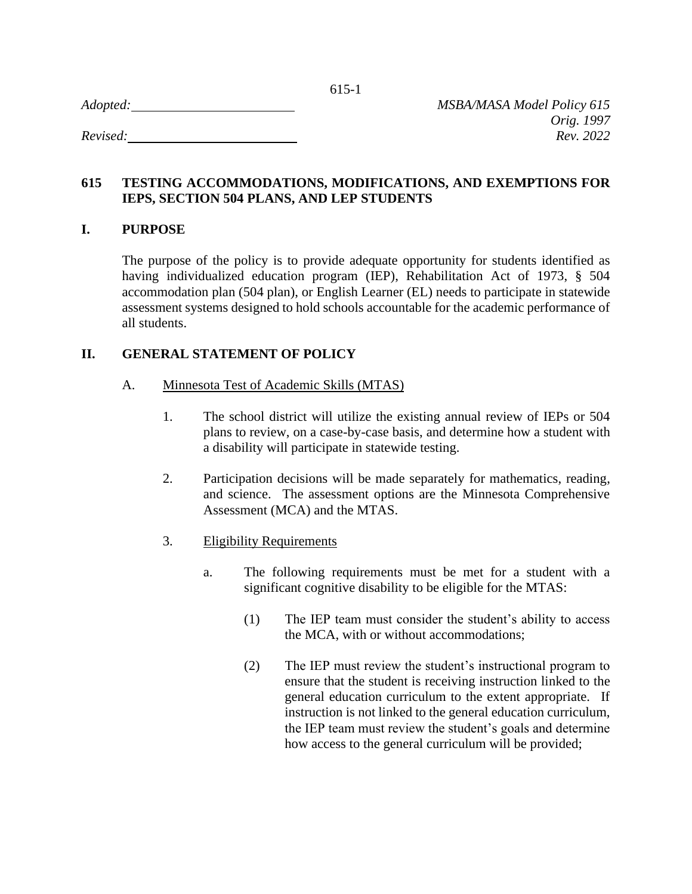*Adopted:* ______________________ *MSBA/MASA Model Policy 615*
*Orig. 1997*
*Revised:* ______________________ *Rev. 2022*

# 615 TESTING ACCOMMODATIONS, MODIFICATIONS, AND EXEMPTIONS FOR IEPS, SECTION 504 PLANS, AND LEP STUDENTS

## I. PURPOSE

The purpose of the policy is to provide adequate opportunity for students identified as having individualized education program (IEP), Rehabilitation Act of 1973, § 504 accommodation plan (504 plan), or English Learner (EL) needs to participate in statewide assessment systems designed to hold schools accountable for the academic performance of all students.

## II. GENERAL STATEMENT OF POLICY

A. Minnesota Test of Academic Skills (MTAS)

1. The school district will utilize the existing annual review of IEPs or 504 plans to review, on a case-by-case basis, and determine how a student with a disability will participate in statewide testing.

2. Participation decisions will be made separately for mathematics, reading, and science. The assessment options are the Minnesota Comprehensive Assessment (MCA) and the MTAS.

3. Eligibility Requirements

   a. The following requirements must be met for a student with a significant cognitive disability to be eligible for the MTAS:

      (1) The IEP team must consider the student's ability to access the MCA, with or without accommodations;

      (2) The IEP must review the student's instructional program to ensure that the student is receiving instruction linked to the general education curriculum to the extent appropriate. If instruction is not linked to the general education curriculum, the IEP team must review the student's goals and determine how access to the general curriculum will be provided;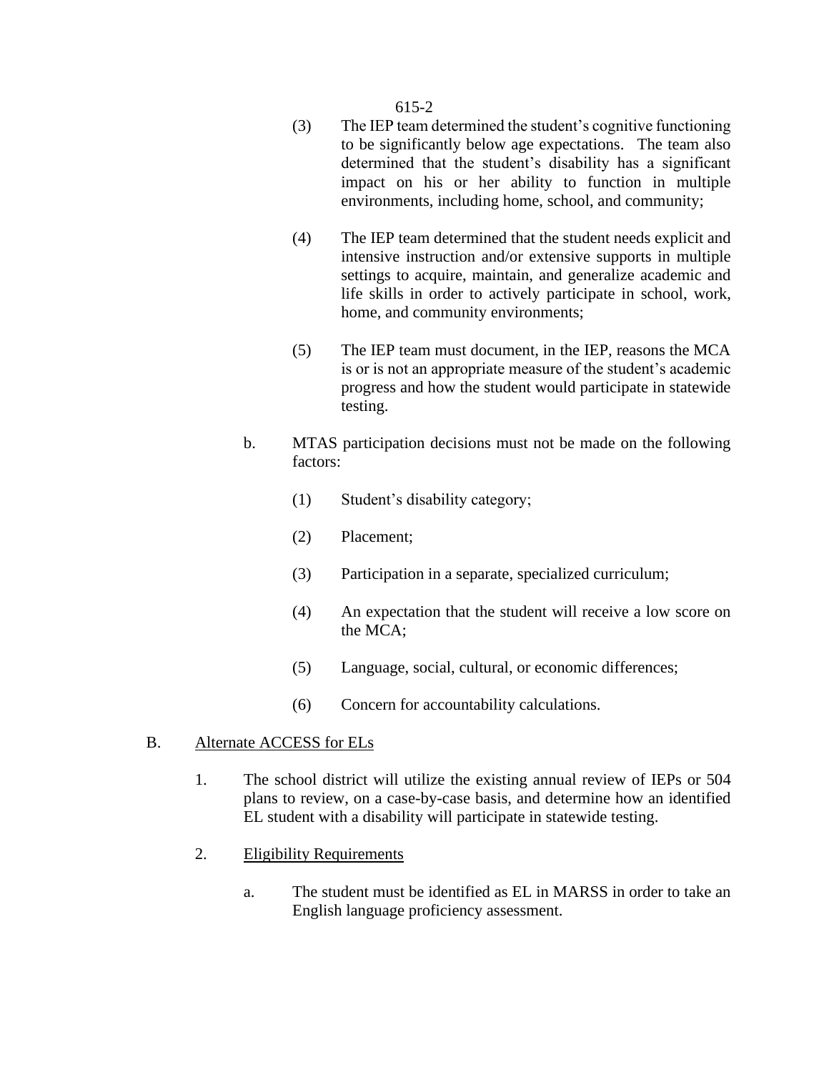(3) The IEP team determined the student's cognitive functioning to be significantly below age expectations. The team also determined that the student's disability has a significant impact on his or her ability to function in multiple environments, including home, school, and community;

(4) The IEP team determined that the student needs explicit and intensive instruction and/or extensive supports in multiple settings to acquire, maintain, and generalize academic and life skills in order to actively participate in school, work, home, and community environments;

(5) The IEP team must document, in the IEP, reasons the MCA is or is not an appropriate measure of the student's academic progress and how the student would participate in statewide testing.

b. MTAS participation decisions must not be made on the following factors:

(1) Student's disability category;

(2) Placement;

(3) Participation in a separate, specialized curriculum;

(4) An expectation that the student will receive a low score on the MCA;

(5) Language, social, cultural, or economic differences;

(6) Concern for accountability calculations.

B. Alternate ACCESS for ELs

1. The school district will utilize the existing annual review of IEPs or 504 plans to review, on a case-by-case basis, and determine how an identified EL student with a disability will participate in statewide testing.

2. Eligibility Requirements

a. The student must be identified as EL in MARSS in order to take an English language proficiency assessment.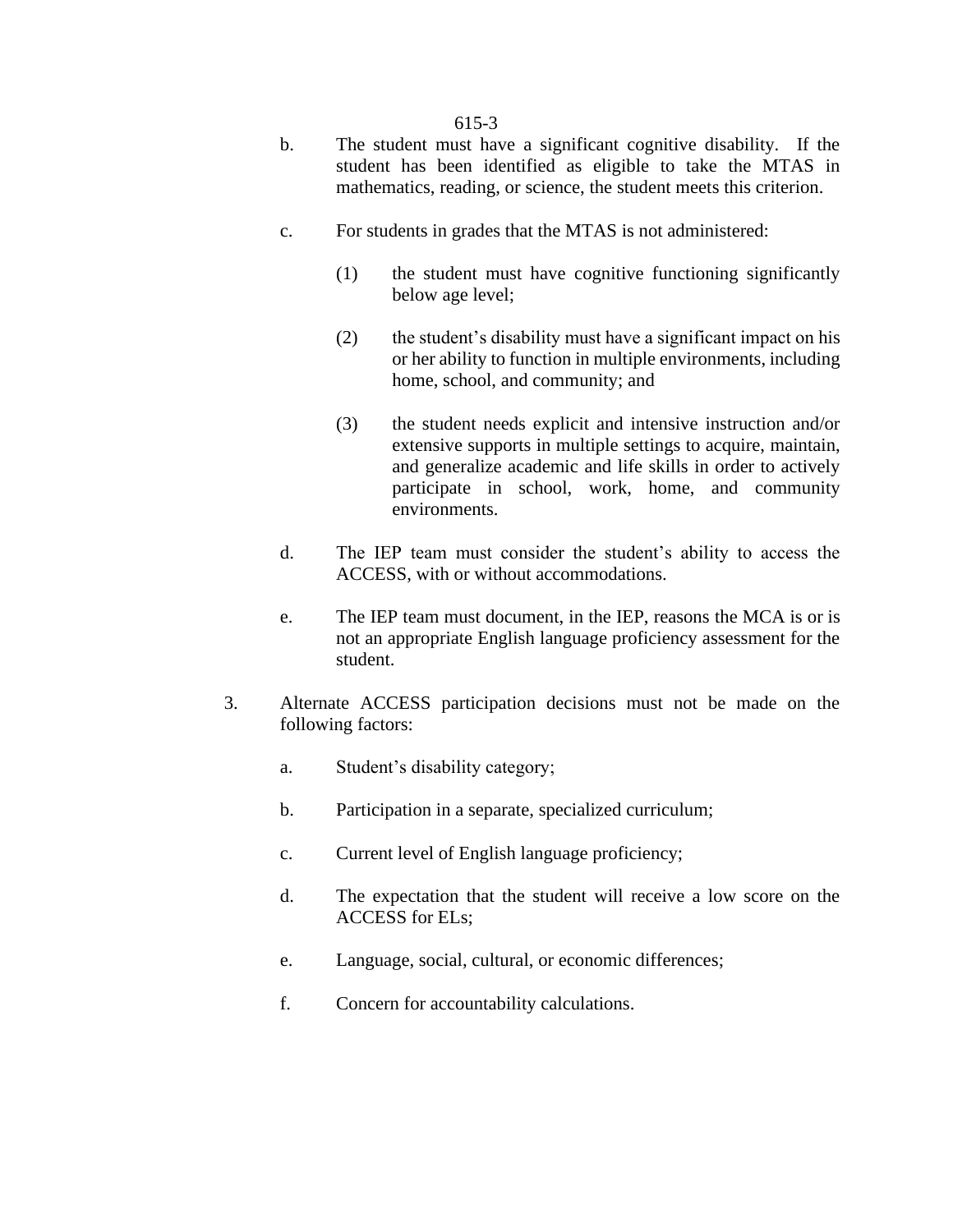b. The student must have a significant cognitive disability. If the student has been identified as eligible to take the MTAS in mathematics, reading, or science, the student meets this criterion.

c. For students in grades that the MTAS is not administered:

   (1) the student must have cognitive functioning significantly below age level;

   (2) the student's disability must have a significant impact on his or her ability to function in multiple environments, including home, school, and community; and

   (3) the student needs explicit and intensive instruction and/or extensive supports in multiple settings to acquire, maintain, and generalize academic and life skills in order to actively participate in school, work, home, and community environments.

d. The IEP team must consider the student's ability to access the ACCESS, with or without accommodations.

e. The IEP team must document, in the IEP, reasons the MCA is or is not an appropriate English language proficiency assessment for the student.

3. Alternate ACCESS participation decisions must not be made on the following factors:

   a. Student's disability category;

   b. Participation in a separate, specialized curriculum;

   c. Current level of English language proficiency;

   d. The expectation that the student will receive a low score on the ACCESS for ELs;

   e. Language, social, cultural, or economic differences;

   f. Concern for accountability calculations.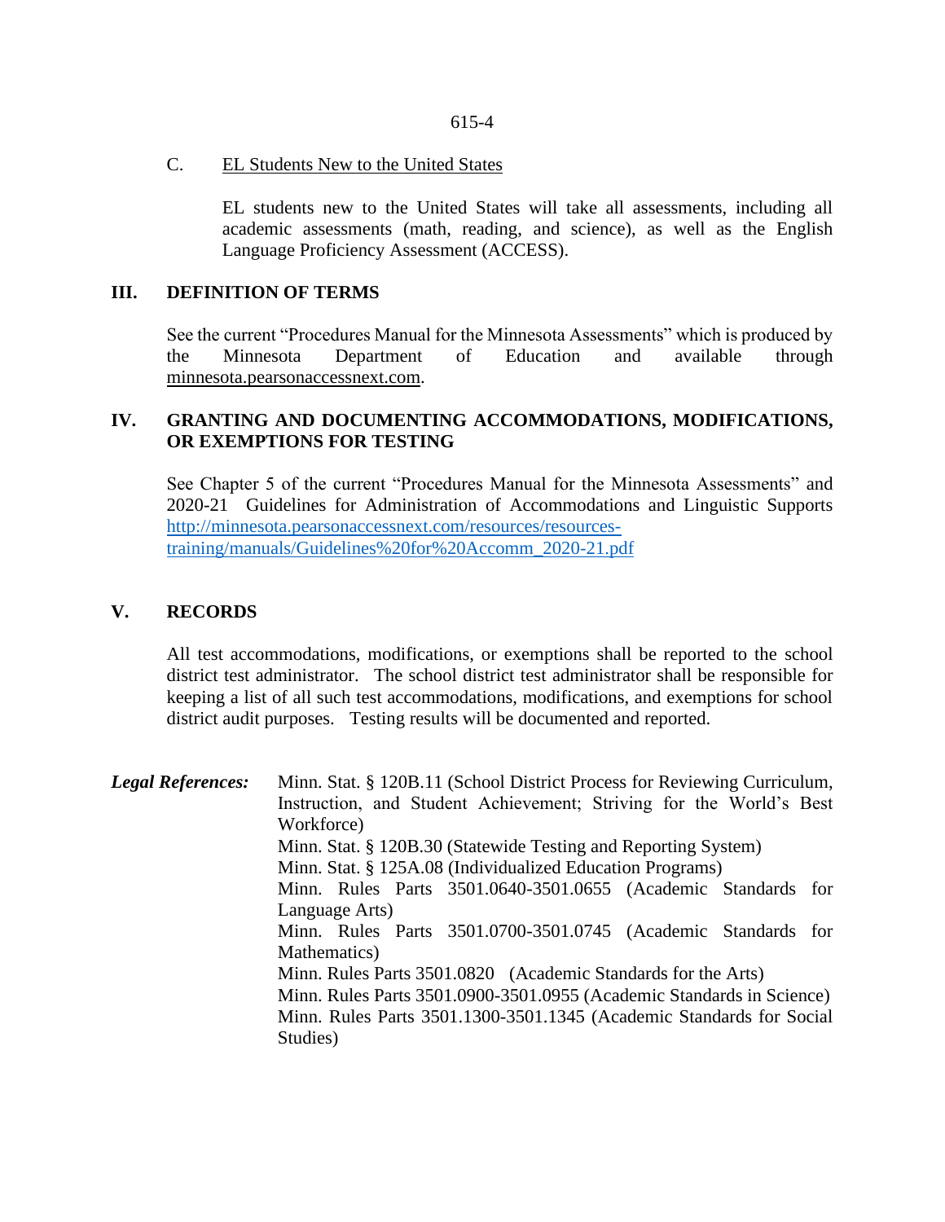### C. EL Students New to the United States

EL students new to the United States will take all assessments, including all academic assessments (math, reading, and science), as well as the English Language Proficiency Assessment (ACCESS).

## III. DEFINITION OF TERMS

See the current "Procedures Manual for the Minnesota Assessments" which is produced by the Minnesota Department of Education and available through minnesota.pearsonaccessnext.com.

## IV. GRANTING AND DOCUMENTING ACCOMMODATIONS, MODIFICATIONS, OR EXEMPTIONS FOR TESTING

See Chapter 5 of the current "Procedures Manual for the Minnesota Assessments" and 2020-21 Guidelines for Administration of Accommodations and Linguistic Supports [http://minnesota.pearsonaccessnext.com/resources/resources-training/manuals/Guidelines%20for%20Accomm_2020-21.pdf](http://minnesota.pearsonaccessnext.com/resources/resources-training/manuals/Guidelines%20for%20Accomm_2020-21.pdf)

## V. RECORDS

All test accommodations, modifications, or exemptions shall be reported to the school district test administrator. The school district test administrator shall be responsible for keeping a list of all such test accommodations, modifications, and exemptions for school district audit purposes. Testing results will be documented and reported.

***Legal References:***

Minn. Stat. § 120B.11 (School District Process for Reviewing Curriculum, Instruction, and Student Achievement; Striving for the World's Best Workforce)
Minn. Stat. § 120B.30 (Statewide Testing and Reporting System)
Minn. Stat. § 125A.08 (Individualized Education Programs)
Minn. Rules Parts 3501.0640-3501.0655 (Academic Standards for Language Arts)
Minn. Rules Parts 3501.0700-3501.0745 (Academic Standards for Mathematics)
Minn. Rules Parts 3501.0820 (Academic Standards for the Arts)
Minn. Rules Parts 3501.0900-3501.0955 (Academic Standards in Science)
Minn. Rules Parts 3501.1300-3501.1345 (Academic Standards for Social Studies)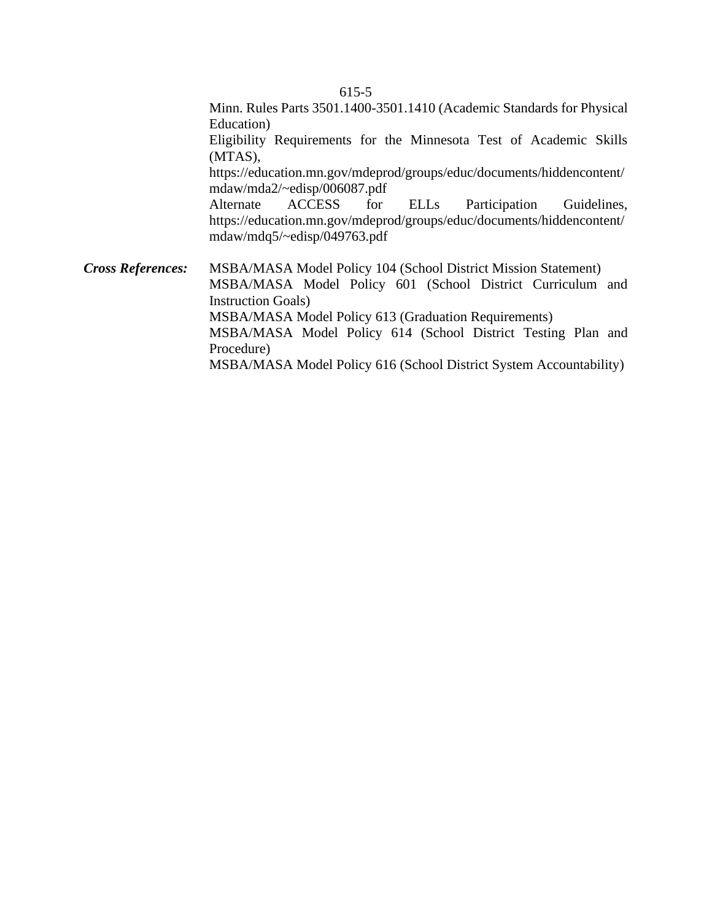Minn. Rules Parts 3501.1400-3501.1410 (Academic Standards for Physical Education)

Eligibility Requirements for the Minnesota Test of Academic Skills (MTAS), https://education.mn.gov/mdeprod/groups/educ/documents/hiddencontent/mdaw/mda2/~edisp/006087.pdf

Alternate ACCESS for ELLs Participation Guidelines, https://education.mn.gov/mdeprod/groups/educ/documents/hiddencontent/mdaw/mdq5/~edisp/049763.pdf

***Cross References:***

MSBA/MASA Model Policy 104 (School District Mission Statement)

MSBA/MASA Model Policy 601 (School District Curriculum and Instruction Goals)

MSBA/MASA Model Policy 613 (Graduation Requirements)

MSBA/MASA Model Policy 614 (School District Testing Plan and Procedure)

MSBA/MASA Model Policy 616 (School District System Accountability)